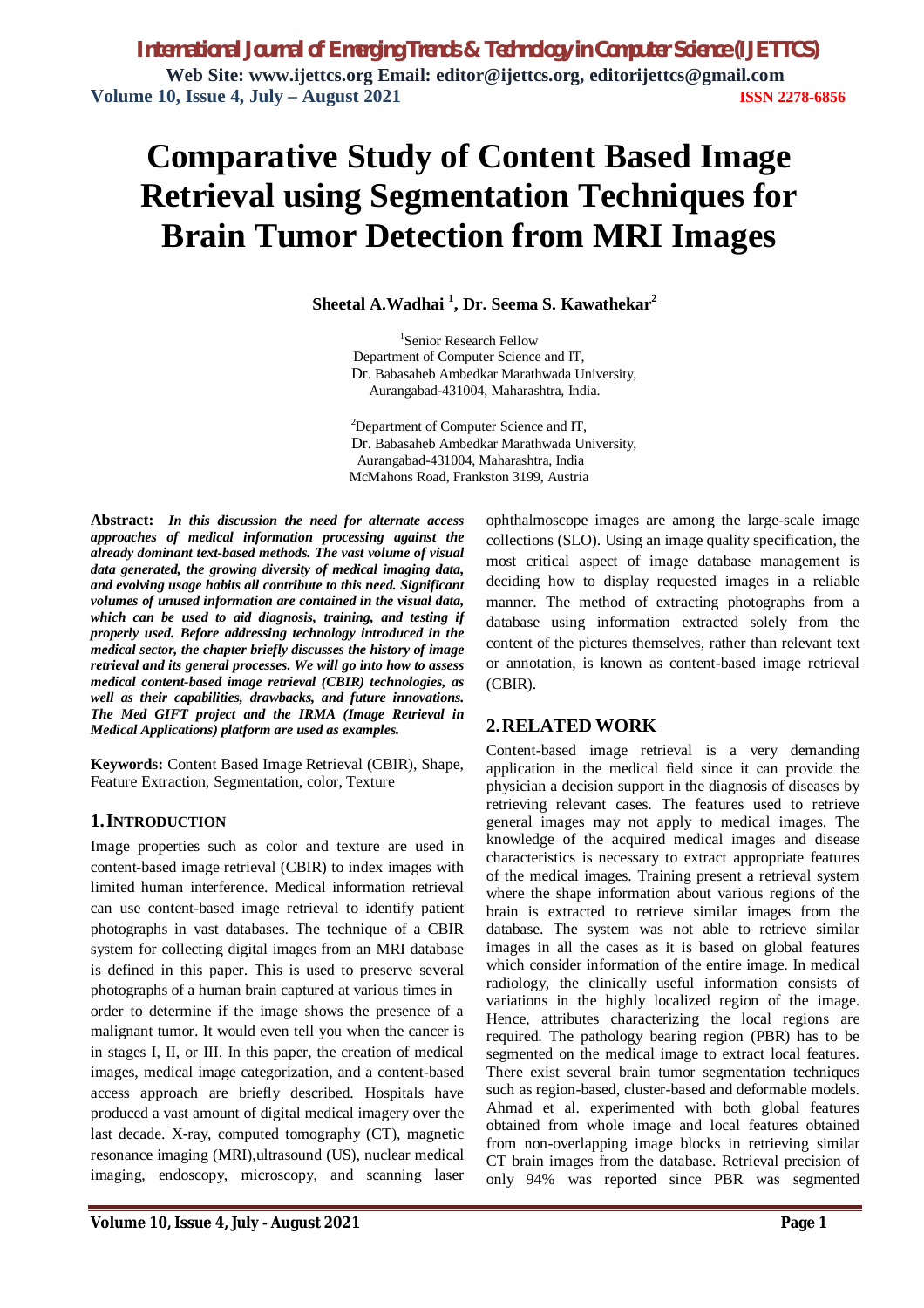# Comparative Study of Content Based Image Retrieval using Segmentation Techniques for Brain Tumor Detection from MRI Images

**Sheetal A.Wadhai [1], Dr. Seema S. Kawathekar[2]**

[1]Senior Research Fellow
Department of Computer Science and IT,
Dr. Babasaheb Ambedkar Marathwada University,
Aurangabad-431004, Maharashtra, India.

[2]Department of Computer Science and IT,
Dr. Babasaheb Ambedkar Marathwada University,
Aurangabad-431004, Maharashtra, India
McMahons Road, Frankston 3199, Austria

**Abstract:** ***In this discussion the need for alternate access approaches of medical information processing against the already dominant text-based methods. The vast volume of visual data generated, the growing diversity of medical imaging data, and evolving usage habits all contribute to this need. Significant volumes of unused information are contained in the visual data, which can be used to aid diagnosis, training, and testing if properly used. Before addressing technology introduced in the medical sector, the chapter briefly discusses the history of image retrieval and its general processes. We will go into how to assess medical content-based image retrieval (CBIR) technologies, as well as their capabilities, drawbacks, and future innovations. The Med GIFT project and the IRMA (Image Retrieval in Medical Applications) platform are used as examples.***

**Keywords:** Content Based Image Retrieval (CBIR), Shape, Feature Extraction, Segmentation, color, Texture

## 1. INTRODUCTION

Image properties such as color and texture are used in content-based image retrieval (CBIR) to index images with limited human interference. Medical information retrieval can use content-based image retrieval to identify patient photographs in vast databases. The technique of a CBIR system for collecting digital images from an MRI database is defined in this paper. This is used to preserve several photographs of a human brain captured at various times in order to determine if the image shows the presence of a malignant tumor. It would even tell you when the cancer is in stages I, II, or III. In this paper, the creation of medical images, medical image categorization, and a content-based access approach are briefly described. Hospitals have produced a vast amount of digital medical imagery over the last decade. X-ray, computed tomography (CT), magnetic resonance imaging (MRI),ultrasound (US), nuclear medical imaging, endoscopy, microscopy, and scanning laser ophthalmoscope images are among the large-scale image collections (SLO). Using an image quality specification, the most critical aspect of image database management is deciding how to display requested images in a reliable manner. The method of extracting photographs from a database using information extracted solely from the content of the pictures themselves, rather than relevant text or annotation, is known as content-based image retrieval (CBIR).

## 2. RELATED WORK

Content-based image retrieval is a very demanding application in the medical field since it can provide the physician a decision support in the diagnosis of diseases by retrieving relevant cases. The features used to retrieve general images may not apply to medical images. The knowledge of the acquired medical images and disease characteristics is necessary to extract appropriate features of the medical images. Training present a retrieval system where the shape information about various regions of the brain is extracted to retrieve similar images from the database. The system was not able to retrieve similar images in all the cases as it is based on global features which consider information of the entire image. In medical radiology, the clinically useful information consists of variations in the highly localized region of the image. Hence, attributes characterizing the local regions are required. The pathology bearing region (PBR) has to be segmented on the medical image to extract local features. There exist several brain tumor segmentation techniques such as region-based, cluster-based and deformable models. Ahmad et al. experimented with both global features obtained from whole image and local features obtained from non-overlapping image blocks in retrieving similar CT brain images from the database. Retrieval precision of only 94% was reported since PBR was segmented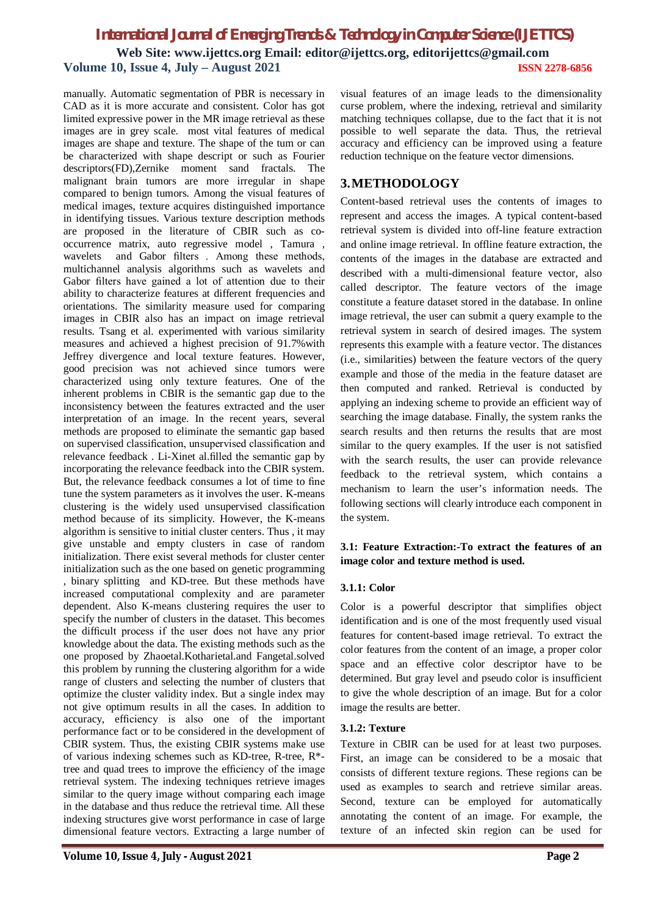manually. Automatic segmentation of PBR is necessary in CAD as it is more accurate and consistent. Color has got limited expressive power in the MR image retrieval as these images are in grey scale. most vital features of medical images are shape and texture. The shape of the tum or can be characterized with shape descript or such as Fourier descriptors(FD),Zernike moment sand fractals. The malignant brain tumors are more irregular in shape compared to benign tumors. Among the visual features of medical images, texture acquires distinguished importance in identifying tissues. Various texture description methods are proposed in the literature of CBIR such as co-occurrence matrix, auto regressive model , Tamura , wavelets and Gabor filters . Among these methods, multichannel analysis algorithms such as wavelets and Gabor filters have gained a lot of attention due to their ability to characterize features at different frequencies and orientations. The similarity measure used for comparing images in CBIR also has an impact on image retrieval results. Tsang et al. experimented with various similarity measures and achieved a highest precision of 91.7%with Jeffrey divergence and local texture features. However, good precision was not achieved since tumors were characterized using only texture features. One of the inherent problems in CBIR is the semantic gap due to the inconsistency between the features extracted and the user interpretation of an image. In the recent years, several methods are proposed to eliminate the semantic gap based on supervised classification, unsupervised classification and relevance feedback . Li-Xinet al.filled the semantic gap by incorporating the relevance feedback into the CBIR system. But, the relevance feedback consumes a lot of time to fine tune the system parameters as it involves the user. K-means clustering is the widely used unsupervised classification method because of its simplicity. However, the K-means algorithm is sensitive to initial cluster centers. Thus , it may give unstable and empty clusters in case of random initialization. There exist several methods for cluster center initialization such as the one based on genetic programming , binary splitting and KD-tree. But these methods have increased computational complexity and are parameter dependent. Also K-means clustering requires the user to specify the number of clusters in the dataset. This becomes the difficult process if the user does not have any prior knowledge about the data. The existing methods such as the one proposed by Zhaoetal.Kotharietal.and Fangetal.solved this problem by running the clustering algorithm for a wide range of clusters and selecting the number of clusters that optimize the cluster validity index. But a single index may not give optimum results in all the cases. In addition to accuracy, efficiency is also one of the important performance fact or to be considered in the development of CBIR system. Thus, the existing CBIR systems make use of various indexing schemes such as KD-tree, R-tree, R*-tree and quad trees to improve the efficiency of the image retrieval system. The indexing techniques retrieve images similar to the query image without comparing each image in the database and thus reduce the retrieval time. All these indexing structures give worst performance in case of large dimensional feature vectors. Extracting a large number of visual features of an image leads to the dimensionality curse problem, where the indexing, retrieval and similarity matching techniques collapse, due to the fact that it is not possible to well separate the data. Thus, the retrieval accuracy and efficiency can be improved using a feature reduction technique on the feature vector dimensions.

## 3. METHODOLOGY

Content-based retrieval uses the contents of images to represent and access the images. A typical content-based retrieval system is divided into off-line feature extraction and online image retrieval. In offline feature extraction, the contents of the images in the database are extracted and described with a multi-dimensional feature vector, also called descriptor. The feature vectors of the image constitute a feature dataset stored in the database. In online image retrieval, the user can submit a query example to the retrieval system in search of desired images. The system represents this example with a feature vector. The distances (i.e., similarities) between the feature vectors of the query example and those of the media in the feature dataset are then computed and ranked. Retrieval is conducted by applying an indexing scheme to provide an efficient way of searching the image database. Finally, the system ranks the search results and then returns the results that are most similar to the query examples. If the user is not satisfied with the search results, the user can provide relevance feedback to the retrieval system, which contains a mechanism to learn the user's information needs. The following sections will clearly introduce each component in the system.

**3.1: Feature Extraction:-To extract the features of an image color and texture method is used.**

### 3.1.1: Color

Color is a powerful descriptor that simplifies object identification and is one of the most frequently used visual features for content-based image retrieval. To extract the color features from the content of an image, a proper color space and an effective color descriptor have to be determined. But gray level and pseudo color is insufficient to give the whole description of an image. But for a color image the results are better.

### 3.1.2: Texture

Texture in CBIR can be used for at least two purposes. First, an image can be considered to be a mosaic that consists of different texture regions. These regions can be used as examples to search and retrieve similar areas. Second, texture can be employed for automatically annotating the content of an image. For example, the texture of an infected skin region can be used for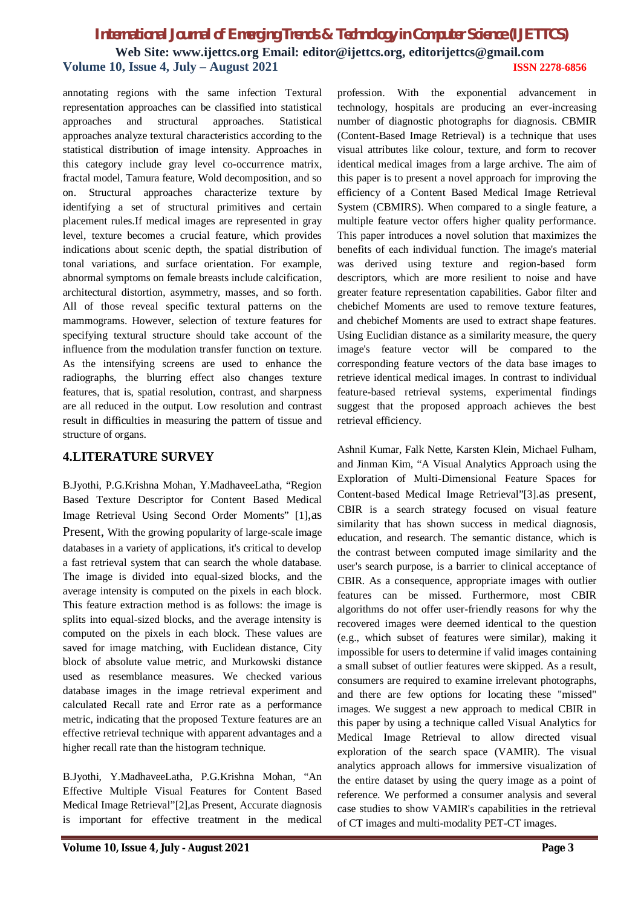annotating regions with the same infection Textural representation approaches can be classified into statistical approaches and structural approaches. Statistical approaches analyze textural characteristics according to the statistical distribution of image intensity. Approaches in this category include gray level co-occurrence matrix, fractal model, Tamura feature, Wold decomposition, and so on. Structural approaches characterize texture by identifying a set of structural primitives and certain placement rules.If medical images are represented in gray level, texture becomes a crucial feature, which provides indications about scenic depth, the spatial distribution of tonal variations, and surface orientation. For example, abnormal symptoms on female breasts include calcification, architectural distortion, asymmetry, masses, and so forth. All of those reveal specific textural patterns on the mammograms. However, selection of texture features for specifying textural structure should take account of the influence from the modulation transfer function on texture. As the intensifying screens are used to enhance the radiographs, the blurring effect also changes texture features, that is, spatial resolution, contrast, and sharpness are all reduced in the output. Low resolution and contrast result in difficulties in measuring the pattern of tissue and structure of organs.

## 4.LITERATURE SURVEY

B.Jyothi, P.G.Krishna Mohan, Y.MadhaveeLatha, "Region Based Texture Descriptor for Content Based Medical Image Retrieval Using Second Order Moments" [1],as Present, With the growing popularity of large-scale image databases in a variety of applications, it's critical to develop a fast retrieval system that can search the whole database. The image is divided into equal-sized blocks, and the average intensity is computed on the pixels in each block. This feature extraction method is as follows: the image is splits into equal-sized blocks, and the average intensity is computed on the pixels in each block. These values are saved for image matching, with Euclidean distance, City block of absolute value metric, and Murkowski distance used as resemblance measures. We checked various database images in the image retrieval experiment and calculated Recall rate and Error rate as a performance metric, indicating that the proposed Texture features are an effective retrieval technique with apparent advantages and a higher recall rate than the histogram technique.

B.Jyothi, Y.MadhaveeLatha, P.G.Krishna Mohan, "An Effective Multiple Visual Features for Content Based Medical Image Retrieval"[2],as Present, Accurate diagnosis is important for effective treatment in the medical profession. With the exponential advancement in technology, hospitals are producing an ever-increasing number of diagnostic photographs for diagnosis. CBMIR (Content-Based Image Retrieval) is a technique that uses visual attributes like colour, texture, and form to recover identical medical images from a large archive. The aim of this paper is to present a novel approach for improving the efficiency of a Content Based Medical Image Retrieval System (CBMIRS). When compared to a single feature, a multiple feature vector offers higher quality performance. This paper introduces a novel solution that maximizes the benefits of each individual function. The image's material was derived using texture and region-based form descriptors, which are more resilient to noise and have greater feature representation capabilities. Gabor filter and chebichef Moments are used to remove texture features, and chebichef Moments are used to extract shape features. Using Euclidian distance as a similarity measure, the query image's feature vector will be compared to the corresponding feature vectors of the data base images to retrieve identical medical images. In contrast to individual feature-based retrieval systems, experimental findings suggest that the proposed approach achieves the best retrieval efficiency.

Ashnil Kumar, Falk Nette, Karsten Klein, Michael Fulham, and Jinman Kim, "A Visual Analytics Approach using the Exploration of Multi-Dimensional Feature Spaces for Content-based Medical Image Retrieval"[3].as present, CBIR is a search strategy focused on visual feature similarity that has shown success in medical diagnosis, education, and research. The semantic distance, which is the contrast between computed image similarity and the user's search purpose, is a barrier to clinical acceptance of CBIR. As a consequence, appropriate images with outlier features can be missed. Furthermore, most CBIR algorithms do not offer user-friendly reasons for why the recovered images were deemed identical to the question (e.g., which subset of features were similar), making it impossible for users to determine if valid images containing a small subset of outlier features were skipped. As a result, consumers are required to examine irrelevant photographs, and there are few options for locating these "missed" images. We suggest a new approach to medical CBIR in this paper by using a technique called Visual Analytics for Medical Image Retrieval to allow directed visual exploration of the search space (VAMIR). The visual analytics approach allows for immersive visualization of the entire dataset by using the query image as a point of reference. We performed a consumer analysis and several case studies to show VAMIR's capabilities in the retrieval of CT images and multi-modality PET-CT images.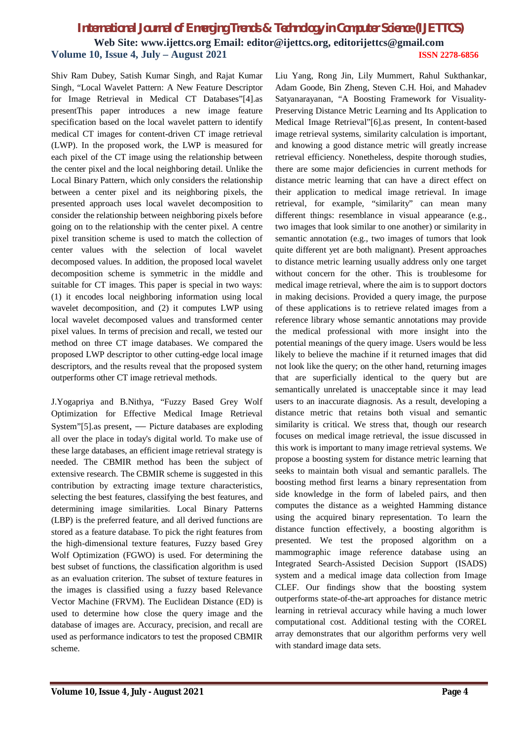Shiv Ram Dubey, Satish Kumar Singh, and Rajat Kumar Singh, "Local Wavelet Pattern: A New Feature Descriptor for Image Retrieval in Medical CT Databases"[4].as presentThis paper introduces a new image feature specification based on the local wavelet pattern to identify medical CT images for content-driven CT image retrieval (LWP). In the proposed work, the LWP is measured for each pixel of the CT image using the relationship between the center pixel and the local neighboring detail. Unlike the Local Binary Pattern, which only considers the relationship between a center pixel and its neighboring pixels, the presented approach uses local wavelet decomposition to consider the relationship between neighboring pixels before going on to the relationship with the center pixel. A centre pixel transition scheme is used to match the collection of center values with the selection of local wavelet decomposed values. In addition, the proposed local wavelet decomposition scheme is symmetric in the middle and suitable for CT images. This paper is special in two ways: (1) it encodes local neighboring information using local wavelet decomposition, and (2) it computes LWP using local wavelet decomposed values and transformed center pixel values. In terms of precision and recall, we tested our method on three CT image databases. We compared the proposed LWP descriptor to other cutting-edge local image descriptors, and the results reveal that the proposed system outperforms other CT image retrieval methods.

J.Yogapriya and B.Nithya, "Fuzzy Based Grey Wolf Optimization for Effective Medical Image Retrieval System"[5].as present, — Picture databases are exploding all over the place in today's digital world. To make use of these large databases, an efficient image retrieval strategy is needed. The CBMIR method has been the subject of extensive research. The CBMIR scheme is suggested in this contribution by extracting image texture characteristics, selecting the best features, classifying the best features, and determining image similarities. Local Binary Patterns (LBP) is the preferred feature, and all derived functions are stored as a feature database. To pick the right features from the high-dimensional texture features, Fuzzy based Grey Wolf Optimization (FGWO) is used. For determining the best subset of functions, the classification algorithm is used as an evaluation criterion. The subset of texture features in the images is classified using a fuzzy based Relevance Vector Machine (FRVM). The Euclidean Distance (ED) is used to determine how close the query image and the database of images are. Accuracy, precision, and recall are used as performance indicators to test the proposed CBMIR scheme.

Liu Yang, Rong Jin, Lily Mummert, Rahul Sukthankar, Adam Goode, Bin Zheng, Steven C.H. Hoi, and Mahadev Satyanarayanan, "A Boosting Framework for Visuality-Preserving Distance Metric Learning and Its Application to Medical Image Retrieval"[6].as present, In content-based image retrieval systems, similarity calculation is important, and knowing a good distance metric will greatly increase retrieval efficiency. Nonetheless, despite thorough studies, there are some major deficiencies in current methods for distance metric learning that can have a direct effect on their application to medical image retrieval. In image retrieval, for example, "similarity" can mean many different things: resemblance in visual appearance (e.g., two images that look similar to one another) or similarity in semantic annotation (e.g., two images of tumors that look quite different yet are both malignant). Present approaches to distance metric learning usually address only one target without concern for the other. This is troublesome for medical image retrieval, where the aim is to support doctors in making decisions. Provided a query image, the purpose of these applications is to retrieve related images from a reference library whose semantic annotations may provide the medical professional with more insight into the potential meanings of the query image. Users would be less likely to believe the machine if it returned images that did not look like the query; on the other hand, returning images that are superficially identical to the query but are semantically unrelated is unacceptable since it may lead users to an inaccurate diagnosis. As a result, developing a distance metric that retains both visual and semantic similarity is critical. We stress that, though our research focuses on medical image retrieval, the issue discussed in this work is important to many image retrieval systems. We propose a boosting system for distance metric learning that seeks to maintain both visual and semantic parallels. The boosting method first learns a binary representation from side knowledge in the form of labeled pairs, and then computes the distance as a weighted Hamming distance using the acquired binary representation. To learn the distance function effectively, a boosting algorithm is presented. We test the proposed algorithm on a mammographic image reference database using an Integrated Search-Assisted Decision Support (ISADS) system and a medical image data collection from Image CLEF. Our findings show that the boosting system outperforms state-of-the-art approaches for distance metric learning in retrieval accuracy while having a much lower computational cost. Additional testing with the COREL array demonstrates that our algorithm performs very well with standard image data sets.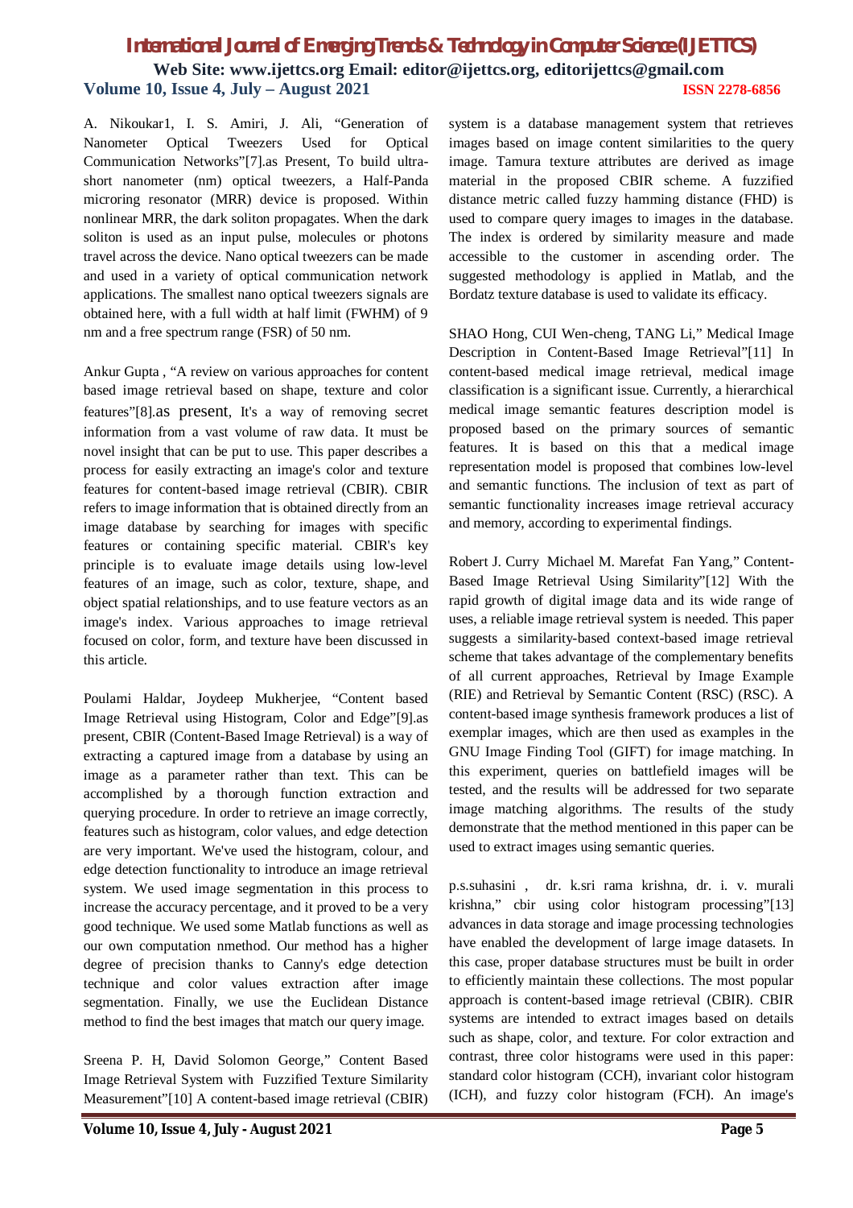A. Nikoukar1, I. S. Amiri, J. Ali, "Generation of Nanometer Optical Tweezers Used for Optical Communication Networks"[7].as Present, To build ultra-short nanometer (nm) optical tweezers, a Half-Panda microring resonator (MRR) device is proposed. Within nonlinear MRR, the dark soliton propagates. When the dark soliton is used as an input pulse, molecules or photons travel across the device. Nano optical tweezers can be made and used in a variety of optical communication network applications. The smallest nano optical tweezers signals are obtained here, with a full width at half limit (FWHM) of 9 nm and a free spectrum range (FSR) of 50 nm.

Ankur Gupta , "A review on various approaches for content based image retrieval based on shape, texture and color features"[8].as present, It's a way of removing secret information from a vast volume of raw data. It must be novel insight that can be put to use. This paper describes a process for easily extracting an image's color and texture features for content-based image retrieval (CBIR). CBIR refers to image information that is obtained directly from an image database by searching for images with specific features or containing specific material. CBIR's key principle is to evaluate image details using low-level features of an image, such as color, texture, shape, and object spatial relationships, and to use feature vectors as an image's index. Various approaches to image retrieval focused on color, form, and texture have been discussed in this article.

Poulami Haldar, Joydeep Mukherjee, "Content based Image Retrieval using Histogram, Color and Edge"[9].as present, CBIR (Content-Based Image Retrieval) is a way of extracting a captured image from a database by using an image as a parameter rather than text. This can be accomplished by a thorough function extraction and querying procedure. In order to retrieve an image correctly, features such as histogram, color values, and edge detection are very important. We've used the histogram, colour, and edge detection functionality to introduce an image retrieval system. We used image segmentation in this process to increase the accuracy percentage, and it proved to be a very good technique. We used some Matlab functions as well as our own computation nmethod. Our method has a higher degree of precision thanks to Canny's edge detection technique and color values extraction after image segmentation. Finally, we use the Euclidean Distance method to find the best images that match our query image.

Sreena P. H, David Solomon George," Content Based Image Retrieval System with Fuzzified Texture Similarity Measurement"[10] A content-based image retrieval (CBIR) system is a database management system that retrieves images based on image content similarities to the query image. Tamura texture attributes are derived as image material in the proposed CBIR scheme. A fuzzified distance metric called fuzzy hamming distance (FHD) is used to compare query images to images in the database. The index is ordered by similarity measure and made accessible to the customer in ascending order. The suggested methodology is applied in Matlab, and the Bordatz texture database is used to validate its efficacy.

SHAO Hong, CUI Wen-cheng, TANG Li," Medical Image Description in Content-Based Image Retrieval"[11] In content-based medical image retrieval, medical image classification is a significant issue. Currently, a hierarchical medical image semantic features description model is proposed based on the primary sources of semantic features. It is based on this that a medical image representation model is proposed that combines low-level and semantic functions. The inclusion of text as part of semantic functionality increases image retrieval accuracy and memory, according to experimental findings.

Robert J. Curry Michael M. Marefat Fan Yang," Content-Based Image Retrieval Using Similarity"[12] With the rapid growth of digital image data and its wide range of uses, a reliable image retrieval system is needed. This paper suggests a similarity-based context-based image retrieval scheme that takes advantage of the complementary benefits of all current approaches, Retrieval by Image Example (RIE) and Retrieval by Semantic Content (RSC) (RSC). A content-based image synthesis framework produces a list of exemplar images, which are then used as examples in the GNU Image Finding Tool (GIFT) for image matching. In this experiment, queries on battlefield images will be tested, and the results will be addressed for two separate image matching algorithms. The results of the study demonstrate that the method mentioned in this paper can be used to extract images using semantic queries.

p.s.suhasini , dr. k.sri rama krishna, dr. i. v. murali krishna," cbir using color histogram processing"[13] advances in data storage and image processing technologies have enabled the development of large image datasets. In this case, proper database structures must be built in order to efficiently maintain these collections. The most popular approach is content-based image retrieval (CBIR). CBIR systems are intended to extract images based on details such as shape, color, and texture. For color extraction and contrast, three color histograms were used in this paper: standard color histogram (CCH), invariant color histogram (ICH), and fuzzy color histogram (FCH). An image's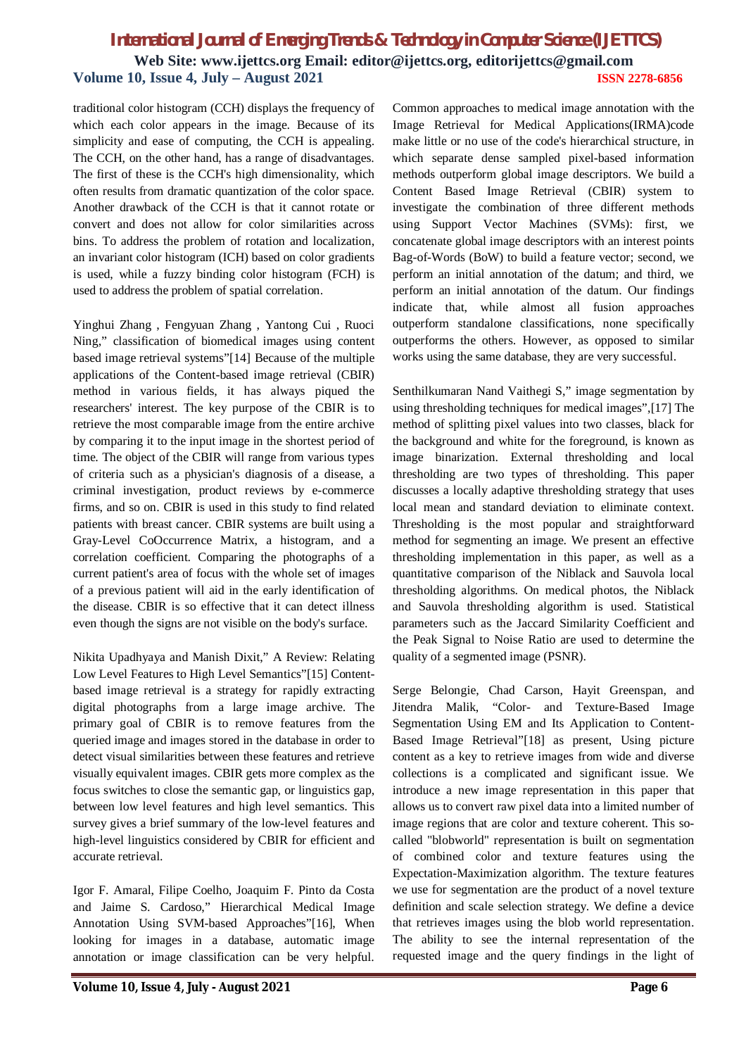traditional color histogram (CCH) displays the frequency of which each color appears in the image. Because of its simplicity and ease of computing, the CCH is appealing. The CCH, on the other hand, has a range of disadvantages. The first of these is the CCH's high dimensionality, which often results from dramatic quantization of the color space. Another drawback of the CCH is that it cannot rotate or convert and does not allow for color similarities across bins. To address the problem of rotation and localization, an invariant color histogram (ICH) based on color gradients is used, while a fuzzy binding color histogram (FCH) is used to address the problem of spatial correlation.

Yinghui Zhang , Fengyuan Zhang , Yantong Cui , Ruoci Ning," classification of biomedical images using content based image retrieval systems"[14] Because of the multiple applications of the Content-based image retrieval (CBIR) method in various fields, it has always piqued the researchers' interest. The key purpose of the CBIR is to retrieve the most comparable image from the entire archive by comparing it to the input image in the shortest period of time. The object of the CBIR will range from various types of criteria such as a physician's diagnosis of a disease, a criminal investigation, product reviews by e-commerce firms, and so on. CBIR is used in this study to find related patients with breast cancer. CBIR systems are built using a Gray-Level CoOccurrence Matrix, a histogram, and a correlation coefficient. Comparing the photographs of a current patient's area of focus with the whole set of images of a previous patient will aid in the early identification of the disease. CBIR is so effective that it can detect illness even though the signs are not visible on the body's surface.

Nikita Upadhyaya and Manish Dixit," A Review: Relating Low Level Features to High Level Semantics"[15] Content-based image retrieval is a strategy for rapidly extracting digital photographs from a large image archive. The primary goal of CBIR is to remove features from the queried image and images stored in the database in order to detect visual similarities between these features and retrieve visually equivalent images. CBIR gets more complex as the focus switches to close the semantic gap, or linguistics gap, between low level features and high level semantics. This survey gives a brief summary of the low-level features and high-level linguistics considered by CBIR for efficient and accurate retrieval.

Igor F. Amaral, Filipe Coelho, Joaquim F. Pinto da Costa and Jaime S. Cardoso," Hierarchical Medical Image Annotation Using SVM-based Approaches"[16], When looking for images in a database, automatic image annotation or image classification can be very helpful. Common approaches to medical image annotation with the Image Retrieval for Medical Applications(IRMA)code make little or no use of the code's hierarchical structure, in which separate dense sampled pixel-based information methods outperform global image descriptors. We build a Content Based Image Retrieval (CBIR) system to investigate the combination of three different methods using Support Vector Machines (SVMs): first, we concatenate global image descriptors with an interest points Bag-of-Words (BoW) to build a feature vector; second, we perform an initial annotation of the datum; and third, we perform an initial annotation of the datum. Our findings indicate that, while almost all fusion approaches outperform standalone classifications, none specifically outperforms the others. However, as opposed to similar works using the same database, they are very successful.

Senthilkumaran Nand Vaithegi S," image segmentation by using thresholding techniques for medical images",[17] The method of splitting pixel values into two classes, black for the background and white for the foreground, is known as image binarization. External thresholding and local thresholding are two types of thresholding. This paper discusses a locally adaptive thresholding strategy that uses local mean and standard deviation to eliminate context. Thresholding is the most popular and straightforward method for segmenting an image. We present an effective thresholding implementation in this paper, as well as a quantitative comparison of the Niblack and Sauvola local thresholding algorithms. On medical photos, the Niblack and Sauvola thresholding algorithm is used. Statistical parameters such as the Jaccard Similarity Coefficient and the Peak Signal to Noise Ratio are used to determine the quality of a segmented image (PSNR).

Serge Belongie, Chad Carson, Hayit Greenspan, and Jitendra Malik, "Color- and Texture-Based Image Segmentation Using EM and Its Application to Content-Based Image Retrieval"[18] as present, Using picture content as a key to retrieve images from wide and diverse collections is a complicated and significant issue. We introduce a new image representation in this paper that allows us to convert raw pixel data into a limited number of image regions that are color and texture coherent. This so-called "blobworld" representation is built on segmentation of combined color and texture features using the Expectation-Maximization algorithm. The texture features we use for segmentation are the product of a novel texture definition and scale selection strategy. We define a device that retrieves images using the blob world representation. The ability to see the internal representation of the requested image and the query findings in the light of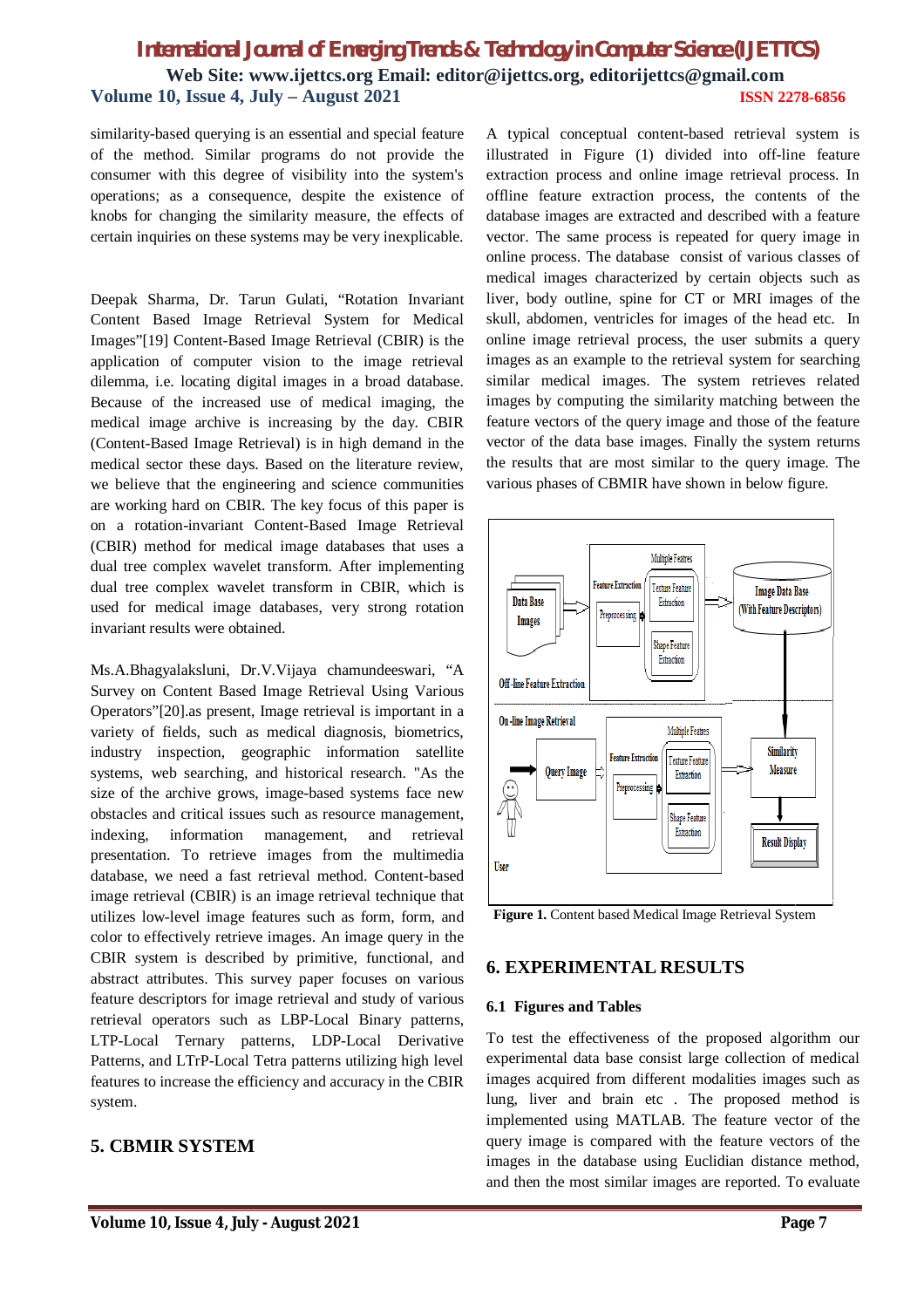similarity-based querying is an essential and special feature of the method. Similar programs do not provide the consumer with this degree of visibility into the system's operations; as a consequence, despite the existence of knobs for changing the similarity measure, the effects of certain inquiries on these systems may be very inexplicable.

Deepak Sharma, Dr. Tarun Gulati, "Rotation Invariant Content Based Image Retrieval System for Medical Images"[19] Content-Based Image Retrieval (CBIR) is the application of computer vision to the image retrieval dilemma, i.e. locating digital images in a broad database. Because of the increased use of medical imaging, the medical image archive is increasing by the day. CBIR (Content-Based Image Retrieval) is in high demand in the medical sector these days. Based on the literature review, we believe that the engineering and science communities are working hard on CBIR. The key focus of this paper is on a rotation-invariant Content-Based Image Retrieval (CBIR) method for medical image databases that uses a dual tree complex wavelet transform. After implementing dual tree complex wavelet transform in CBIR, which is used for medical image databases, very strong rotation invariant results were obtained.

Ms.A.Bhagyalaksluni, Dr.V.Vijaya chamundeeswari, "A Survey on Content Based Image Retrieval Using Various Operators"[20].as present, Image retrieval is important in a variety of fields, such as medical diagnosis, biometrics, industry inspection, geographic information satellite systems, web searching, and historical research. "As the size of the archive grows, image-based systems face new obstacles and critical issues such as resource management, indexing, information management, and retrieval presentation. To retrieve images from the multimedia database, we need a fast retrieval method. Content-based image retrieval (CBIR) is an image retrieval technique that utilizes low-level image features such as form, form, and color to effectively retrieve images. An image query in the CBIR system is described by primitive, functional, and abstract attributes. This survey paper focuses on various feature descriptors for image retrieval and study of various retrieval operators such as LBP-Local Binary patterns, LTP-Local Ternary patterns, LDP-Local Derivative Patterns, and LTrP-Local Tetra patterns utilizing high level features to increase the efficiency and accuracy in the CBIR system.

## 5. CBMIR SYSTEM

A typical conceptual content-based retrieval system is illustrated in Figure (1) divided into off-line feature extraction process and online image retrieval process. In offline feature extraction process, the contents of the database images are extracted and described with a feature vector. The same process is repeated for query image in online process. The database consist of various classes of medical images characterized by certain objects such as liver, body outline, spine for CT or MRI images of the skull, abdomen, ventricles for images of the head etc. In online image retrieval process, the user submits a query images as an example to the retrieval system for searching similar medical images. The system retrieves related images by computing the similarity matching between the feature vectors of the query image and those of the feature vector of the data base images. Finally the system returns the results that are most similar to the query image. The various phases of CBMIR have shown in below figure.

**Figure 1.** Content based Medical Image Retrieval System

## 6. EXPERIMENTAL RESULTS

### 6.1 Figures and Tables

To test the effectiveness of the proposed algorithm our experimental data base consist large collection of medical images acquired from different modalities images such as lung, liver and brain etc . The proposed method is implemented using MATLAB. The feature vector of the query image is compared with the feature vectors of the images in the database using Euclidian distance method, and then the most similar images are reported. To evaluate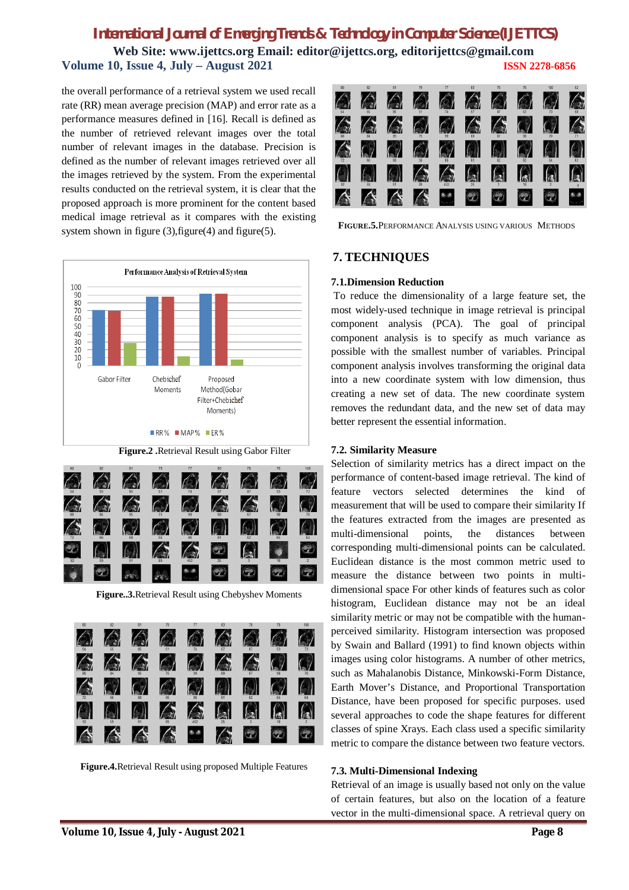the overall performance of a retrieval system we used recall rate (RR) mean average precision (MAP) and error rate as a performance measures defined in [16]. Recall is defined as the number of retrieved relevant images over the total number of relevant images in the database. Precision is defined as the number of relevant images retrieved over all the images retrieved by the system. From the experimental results conducted on the retrieval system, it is clear that the proposed approach is more prominent for the content based medical image retrieval as it compares with the existing system shown in figure (3),figure(4) and figure(5).

**Figure.2 .**Retrieval Result using Gabor Filter

**Figure..3.**Retrieval Result using Chebyshev Moments

**Figure.4.**Retrieval Result using proposed Multiple Features

**FIGURE.5.**PERFORMANCE ANALYSIS USING VARIOUS METHODS

## 7. TECHNIQUES

### 7.1.Dimension Reduction

To reduce the dimensionality of a large feature set, the most widely-used technique in image retrieval is principal component analysis (PCA). The goal of principal component analysis is to specify as much variance as possible with the smallest number of variables. Principal component analysis involves transforming the original data into a new coordinate system with low dimension, thus creating a new set of data. The new coordinate system removes the redundant data, and the new set of data may better represent the essential information.

### 7.2. Similarity Measure

Selection of similarity metrics has a direct impact on the performance of content-based image retrieval. The kind of feature vectors selected determines the kind of measurement that will be used to compare their similarity If the features extracted from the images are presented as multi-dimensional points, the distances between corresponding multi-dimensional points can be calculated. Euclidean distance is the most common metric used to measure the distance between two points in multi-dimensional space For other kinds of features such as color histogram, Euclidean distance may not be an ideal similarity metric or may not be compatible with the human-perceived similarity. Histogram intersection was proposed by Swain and Ballard (1991) to find known objects within images using color histograms. A number of other metrics, such as Mahalanobis Distance, Minkowski-Form Distance, Earth Mover's Distance, and Proportional Transportation Distance, have been proposed for specific purposes. used several approaches to code the shape features for different classes of spine Xrays. Each class used a specific similarity metric to compare the distance between two feature vectors.

### 7.3. Multi-Dimensional Indexing

Retrieval of an image is usually based not only on the value of certain features, but also on the location of a feature vector in the multi-dimensional space. A retrieval query on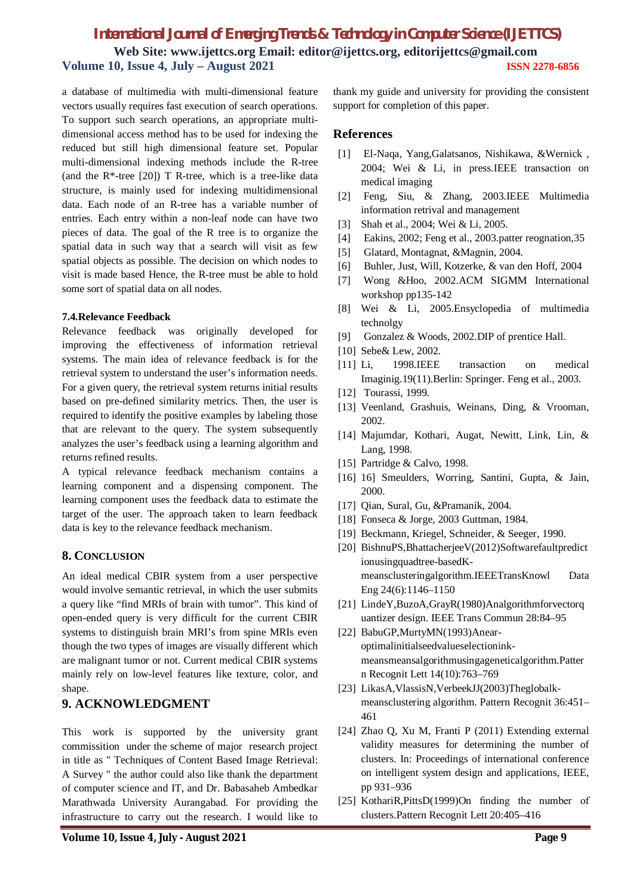a database of multimedia with multi-dimensional feature vectors usually requires fast execution of search operations. To support such search operations, an appropriate multi-dimensional access method has to be used for indexing the reduced but still high dimensional feature set. Popular multi-dimensional indexing methods include the R-tree (and the R*-tree [20]) T R-tree, which is a tree-like data structure, is mainly used for indexing multidimensional data. Each node of an R-tree has a variable number of entries. Each entry within a non-leaf node can have two pieces of data. The goal of the R tree is to organize the spatial data in such way that a search will visit as few spatial objects as possible. The decision on which nodes to visit is made based Hence, the R-tree must be able to hold some sort of spatial data on all nodes.

#### 7.4.Relevance Feedback

Relevance feedback was originally developed for improving the effectiveness of information retrieval systems. The main idea of relevance feedback is for the retrieval system to understand the user's information needs. For a given query, the retrieval system returns initial results based on pre-defined similarity metrics. Then, the user is required to identify the positive examples by labeling those that are relevant to the query. The system subsequently analyzes the user's feedback using a learning algorithm and returns refined results.

A typical relevance feedback mechanism contains a learning component and a dispensing component. The learning component uses the feedback data to estimate the target of the user. The approach taken to learn feedback data is key to the relevance feedback mechanism.

## 8. CONCLUSION

An ideal medical CBIR system from a user perspective would involve semantic retrieval, in which the user submits a query like "find MRIs of brain with tumor". This kind of open-ended query is very difficult for the current CBIR systems to distinguish brain MRI's from spine MRIs even though the two types of images are visually different which are malignant tumor or not. Current medical CBIR systems mainly rely on low-level features like texture, color, and shape.

## 9. ACKNOWLEDGMENT

This work is supported by the university grant commission under the scheme of major research project in title as " Techniques of Content Based Image Retrieval: A Survey " the author could also like thank the department of computer science and IT, and Dr. Babasaheb Ambedkar Marathwada University Aurangabad. For providing the infrastructure to carry out the research. I would like to thank my guide and university for providing the consistent support for completion of this paper.

## References

[1] El-Naqa, Yang,Galatsanos, Nishikawa, &Wernick , 2004; Wei & Li, in press.IEEE transaction on medical imaging

[2] Feng, Siu, & Zhang, 2003.IEEE Multimedia information retrival and management

[3] Shah et al., 2004; Wei & Li, 2005.

[4] Eakins, 2002; Feng et al., 2003.patter reognation,35

[5] Glatard, Montagnat, &Magnin, 2004.

[6] Buhler, Just, Will, Kotzerke, & van den Hoff, 2004

[7] Wong &Hoo, 2002.ACM SIGMM International workshop pp135-142

[8] Wei & Li, 2005.Ensyclopedia of multimedia technolgy

[9] Gonzalez & Woods, 2002.DIP of prentice Hall.

[10] Sebe& Lew, 2002.

[11] Li, 1998.IEEE transaction on medical Imaginig.19(11).Berlin: Springer. Feng et al., 2003.

[12] Tourassi, 1999.

[13] Veenland, Grashuis, Weinans, Ding, & Vrooman, 2002.

[14] Majumdar, Kothari, Augat, Newitt, Link, Lin, & Lang, 1998.

[15] Partridge & Calvo, 1998.

[16] 16] Smeulders, Worring, Santini, Gupta, & Jain, 2000.

[17] Qian, Sural, Gu, &Pramanik, 2004.

[18] Fonseca & Jorge, 2003 Guttman, 1984.

[19] Beckmann, Kriegel, Schneider, & Seeger, 1990.

[20] BishnuPS,BhattacharjeeV(2012)Softwarefaultpredictionusingquadtree-basedK-meansclusteringalgorithm.IEEETransKnowl Data Eng 24(6):1146–1150

[21] LindeY,BuzoA,GrayR(1980)Analgorithmforvectorquantizer design. IEEE Trans Commun 28:84–95

[22] BabuGP,MurtyMN(1993)Anear-optimalinitialseedvalueselectionink-meansmeansalgorithmusingageneticalgorithm.Pattern Recognit Lett 14(10):763–769

[23] LikasA,VlassisN,VerbeekJJ(2003)Theglobalk-meansclustering algorithm. Pattern Recognit 36:451–461

[24] Zhao Q, Xu M, Franti P (2011) Extending external validity measures for determining the number of clusters. In: Proceedings of international conference on intelligent system design and applications, IEEE, pp 931–936

[25] KothariR,PittsD(1999)On finding the number of clusters.Pattern Recognit Lett 20:405–416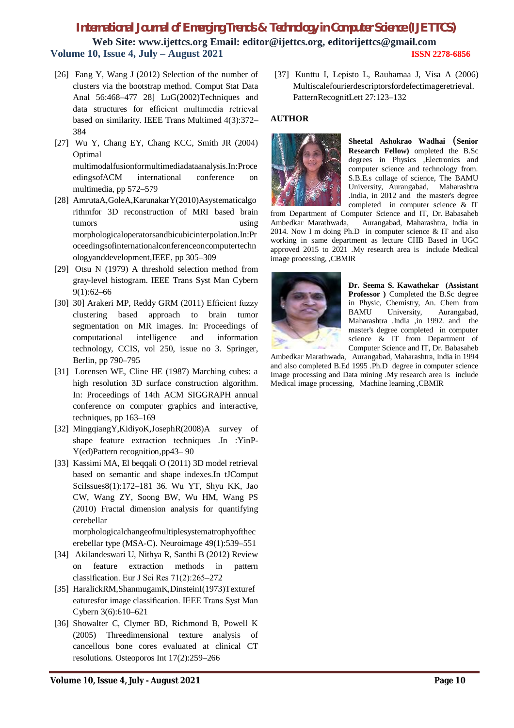[26] Fang Y, Wang J (2012) Selection of the number of clusters via the bootstrap method. Comput Stat Data Anal 56:468–477 28] LuG(2002)Techniques and data structures for efficient multimedia retrieval based on similarity. IEEE Trans Multimed 4(3):372–384

[27] Wu Y, Chang EY, Chang KCC, Smith JR (2004) Optimal multimodalfusionformultimediadataanalysis.In:ProceedingsofACM international conference on multimedia, pp 572–579

[28] AmrutaA,GoleA,KarunakarY(2010)Asystematicalgorithmfor 3D reconstruction of MRI based brain tumors using morphologicaloperatorsandbicubicinterpolation.In:ProceedingsofinternationalconferenceoncomputertechnologyanddevelopmentIEEE, pp 305–309

[29] Otsu N (1979) A threshold selection method from gray-level histogram. IEEE Trans Syst Man Cybern 9(1):62–66

[30] 30] Arakeri MP, Reddy GRM (2011) Efficient fuzzy clustering based approach to brain tumor segmentation on MR images. In: Proceedings of computational intelligence and information technology, CCIS, vol 250, issue no 3. Springer, Berlin, pp 790–795

[31] Lorensen WE, Cline HE (1987) Marching cubes: a high resolution 3D surface construction algorithm. In: Proceedings of 14th ACM SIGGRAPH annual conference on computer graphics and interactive, techniques, pp 163–169

[32] MingqiangY,KidiyoK,JosephR(2008)A survey of shape feature extraction techniques .In :YinP-Y(ed)Pattern recognition,pp43– 90

[33] Kassimi MA, El beqqali O (2011) 3D model retrieval based on semantic and shape indexes.In tJComput SciIssues8(1):172–181 36. Wu YT, Shyu KK, Jao CW, Wang ZY, Soong BW, Wu HM, Wang PS (2010) Fractal dimension analysis for quantifying cerebellar morphologicalchangeofmultiplesystematrophyofthecerebellar type (MSA-C). Neuroimage 49(1):539–551

[34] Akilandeswari U, Nithya R, Santhi B (2012) Review on feature extraction methods in pattern classification. Eur J Sci Res 71(2):265–272

[35] HaralickRM,ShanmugamK,DinsteinI(1973)Texturefeaturesfor image classification. IEEE Trans Syst Man Cybern 3(6):610–621

[36] Showalter C, Clymer BD, Richmond B, Powell K (2005) Threedimensional texture analysis of cancellous bone cores evaluated at clinical CT resolutions. Osteoporos Int 17(2):259–266

[37] Kunttu I, Lepisto L, Rauhamaa J, Visa A (2006) Multiscalefourierdescriptorsfordefectimageretrieval. PatternRecognitLett 27:123–132

**AUTHOR**

**Sheetal Ashokrao Wadhai** (**Senior Research Fellow)** ompleted the B.Sc degrees in Physics ,Electronics and computer science and technology from. S.B.E.s collage of science, The BAMU University, Aurangabad, Maharashtra .India, in 2012 and the master's degree completed in computer science & IT from Department of Computer Science and IT, Dr. Babasaheb Ambedkar Marathwada, Aurangabad, Maharashtra, India in 2014. Now I m doing Ph.D in computer science & IT and also working in same department as lecture CHB Based in UGC approved 2015 to 2021 .My research area is include Medical image processing, ,CBMIR

**Dr. Seema S. Kawathekar (Assistant Professor )** Completed the B.Sc degree in Physic, Chemistry, An. Chem from BAMU University, Aurangabad, Maharashtra .India ,in 1992. and the master's degree completed in computer science & IT from Department of Computer Science and IT, Dr. Babasaheb Ambedkar Marathwada, Aurangabad, Maharashtra, India in 1994 and also completed B.Ed 1995 .Ph.D degree in computer science Image processing and Data mining .My research area is include Medical image processing, Machine learning ,CBMIR